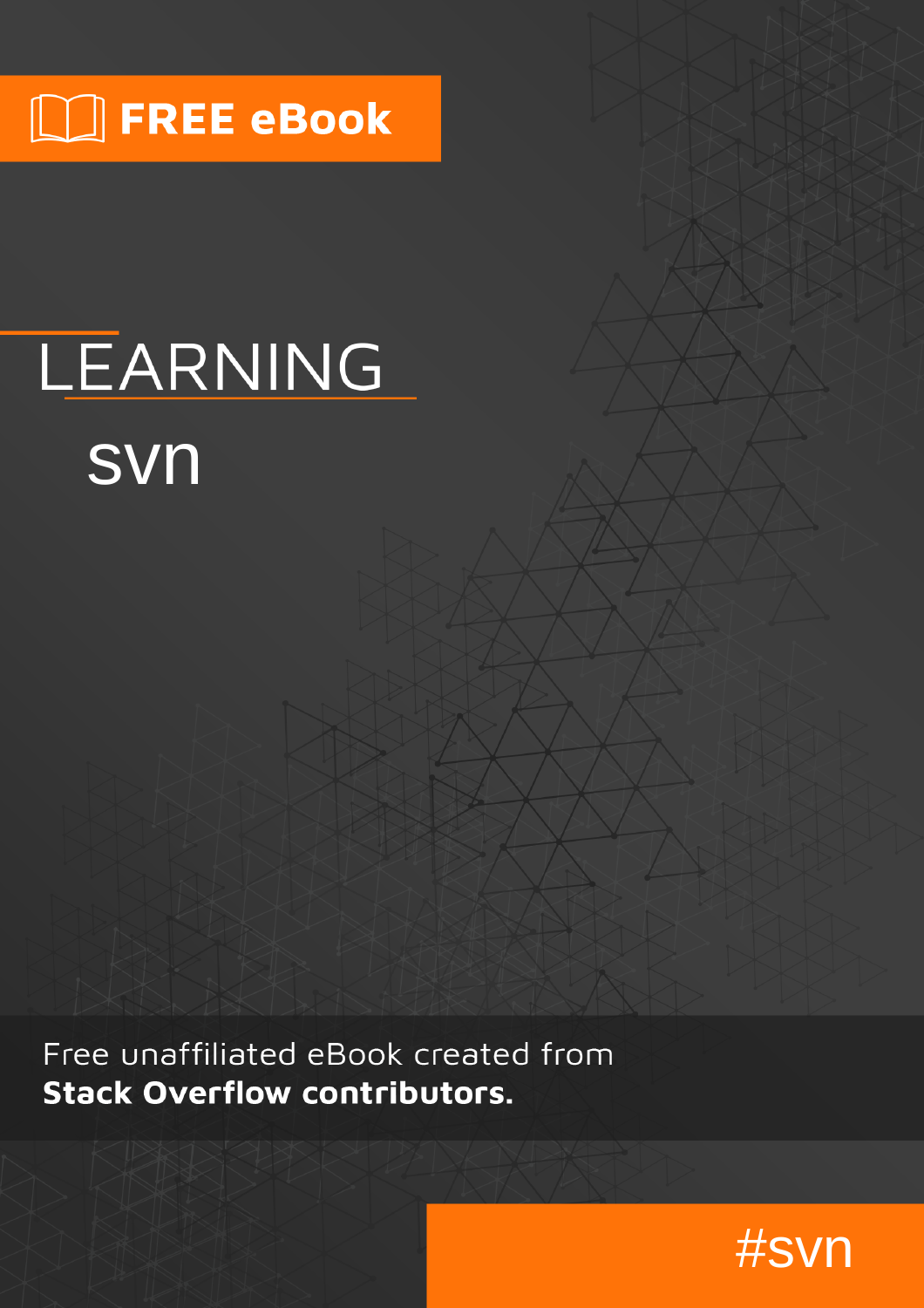FREE eBook

# LEARNING svn

Free unaffiliated eBook created from **Stack Overflow contributors.**

#svn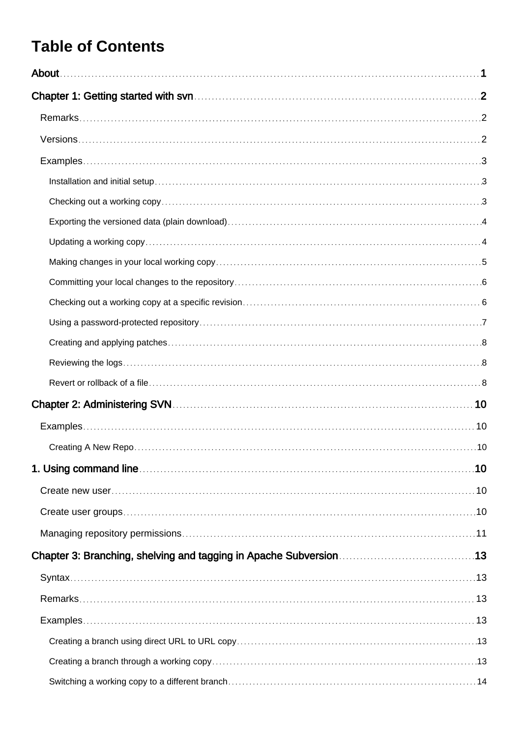# Table of Contents

About ........................................................................................................ 1

Chapter 1: Getting started with svn ........................................................ 2

- Remarks ........................................................................................................ 2
- Versions ........................................................................................................ 2
- Examples ........................................................................................................ 3
  - Installation and initial setup ........................................................ 3
  - Checking out a working copy ........................................................ 3
  - Exporting the versioned data (plain download) ........................................ 4
  - Updating a working copy ........................................................ 4
  - Making changes in your local working copy ........................................ 5
  - Committing your local changes to the repository ........................................ 6
  - Checking out a working copy at a specific revision ........................................ 6
  - Using a password-protected repository ........................................ 7
  - Creating and applying patches ........................................................ 8
  - Reviewing the logs ........................................................ 8
  - Revert or rollback of a file ........................................................ 8

Chapter 2: Administering SVN ........................................................ 10

- Examples ........................................................................................................ 10
  - Creating A New Repo ........................................................ 10

1. Using command line ........................................................ 10

- Create new user ........................................................ 10
- Create user groups ........................................................ 10
- Managing repository permissions ........................................................ 11

Chapter 3: Branching, shelving and tagging in Apache Subversion ........................................ 13

- Syntax ........................................................................................................ 13
- Remarks ........................................................................................................ 13
- Examples ........................................................................................................ 13
  - Creating a branch using direct URL to URL copy ........................................ 13
  - Creating a branch through a working copy ........................................ 13
  - Switching a working copy to a different branch ........................................ 14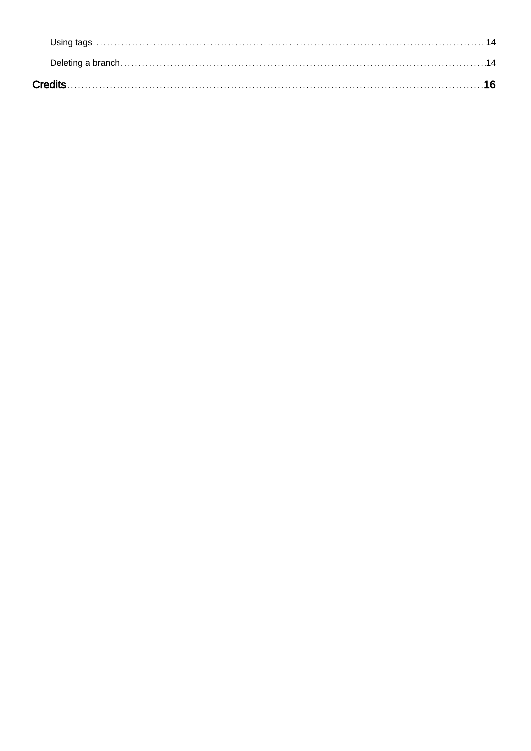Using tags ..... 14

Deleting a branch ..... 14

**Credits ..... 16**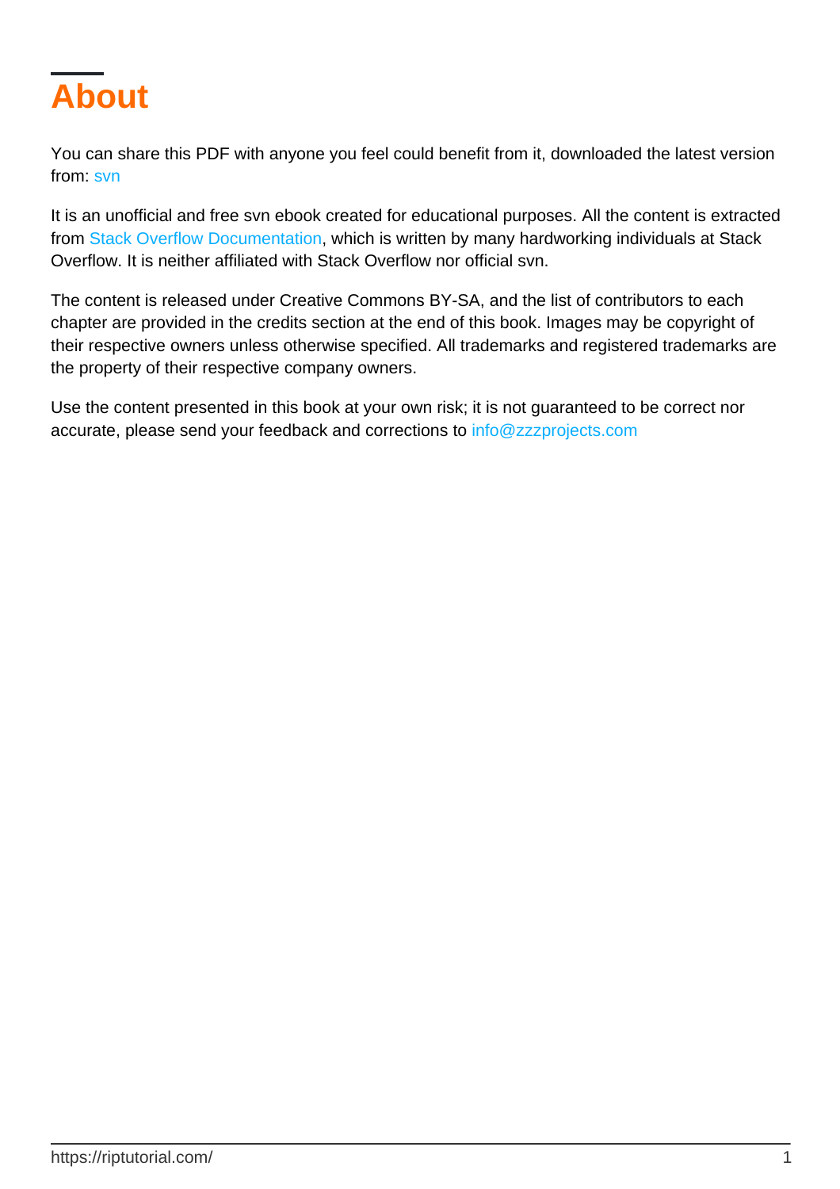# About

You can share this PDF with anyone you feel could benefit from it, downloaded the latest version from: svn

It is an unofficial and free svn ebook created for educational purposes. All the content is extracted from Stack Overflow Documentation, which is written by many hardworking individuals at Stack Overflow. It is neither affiliated with Stack Overflow nor official svn.

The content is released under Creative Commons BY-SA, and the list of contributors to each chapter are provided in the credits section at the end of this book. Images may be copyright of their respective owners unless otherwise specified. All trademarks and registered trademarks are the property of their respective company owners.

Use the content presented in this book at your own risk; it is not guaranteed to be correct nor accurate, please send your feedback and corrections to info@zzzprojects.com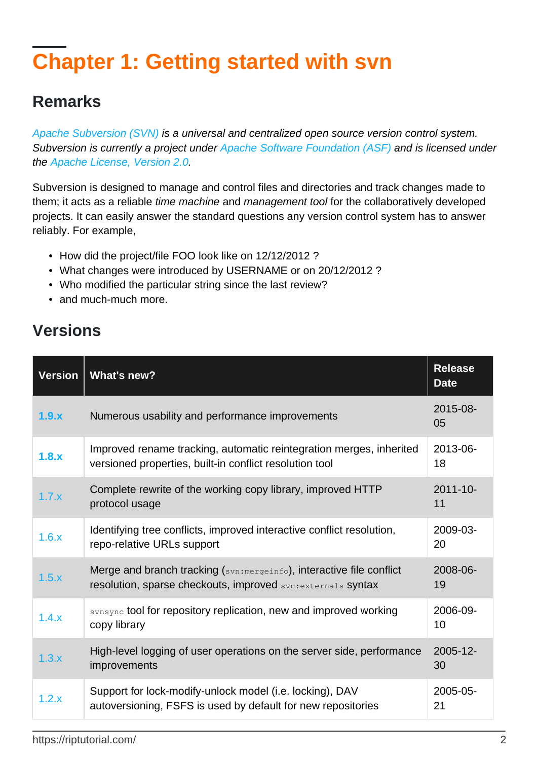# Chapter 1: Getting started with svn

## Remarks

*Apache Subversion (SVN) is a universal and centralized open source version control system. Subversion is currently a project under Apache Software Foundation (ASF) and is licensed under the Apache License, Version 2.0.*

Subversion is designed to manage and control files and directories and track changes made to them; it acts as a reliable *time machine* and *management tool* for the collaboratively developed projects. It can easily answer the standard questions any version control system has to answer reliably. For example,

- How did the project/file FOO look like on 12/12/2012 ?
- What changes were introduced by USERNAME or on 20/12/2012 ?
- Who modified the particular string since the last review?
- and much-much more.

## Versions

| Version | What's new? | Release Date |
|---|---|---|
| **1.9.x** | Numerous usability and performance improvements | 2015-08-05 |
| **1.8.x** | Improved rename tracking, automatic reintegration merges, inherited versioned properties, built-in conflict resolution tool | 2013-06-18 |
| 1.7.x | Complete rewrite of the working copy library, improved HTTP protocol usage | 2011-10-11 |
| 1.6.x | Identifying tree conflicts, improved interactive conflict resolution, repo-relative URLs support | 2009-03-20 |
| 1.5.x | Merge and branch tracking (`svn:mergeinfo`), interactive file conflict resolution, sparse checkouts, improved `svn:externals` syntax | 2008-06-19 |
| 1.4.x | `svnsync` tool for repository replication, new and improved working copy library | 2006-09-10 |
| 1.3.x | High-level logging of user operations on the server side, performance improvements | 2005-12-30 |
| 1.2.x | Support for lock-modify-unlock model (i.e. locking), DAV autoversioning, FSFS is used by default for new repositories | 2005-05-21 |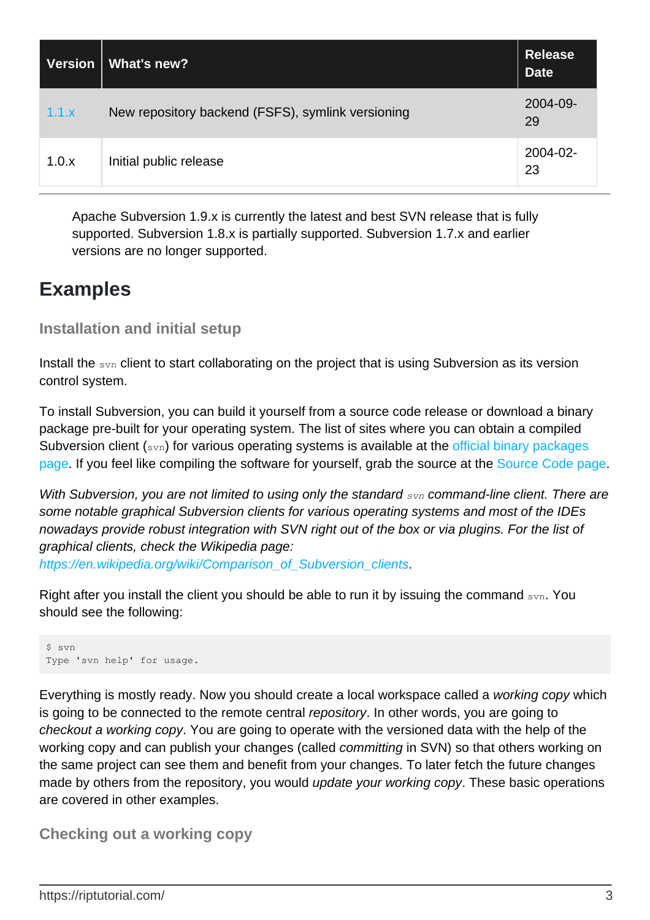| Version | What's new? | Release Date |
|---|---|---|
| 1.1.x | New repository backend (FSFS), symlink versioning | 2004-09-29 |
| 1.0.x | Initial public release | 2004-02-23 |

Apache Subversion 1.9.x is currently the latest and best SVN release that is fully supported. Subversion 1.8.x is partially supported. Subversion 1.7.x and earlier versions are no longer supported.

# Examples

### Installation and initial setup

Install the `svn` client to start collaborating on the project that is using Subversion as its version control system.

To install Subversion, you can build it yourself from a source code release or download a binary package pre-built for your operating system. The list of sites where you can obtain a compiled Subversion client (`svn`) for various operating systems is available at the official binary packages page. If you feel like compiling the software for yourself, grab the source at the Source Code page.

*With Subversion, you are not limited to using only the standard `svn` command-line client. There are some notable graphical Subversion clients for various operating systems and most of the IDEs nowadays provide robust integration with SVN right out of the box or via plugins. For the list of graphical clients, check the Wikipedia page: https://en.wikipedia.org/wiki/Comparison_of_Subversion_clients.*

Right after you install the client you should be able to run it by issuing the command `svn`. You should see the following:

```
$ svn
Type 'svn help' for usage.
```

Everything is mostly ready. Now you should create a local workspace called a *working copy* which is going to be connected to the remote central *repository*. In other words, you are going to *checkout a working copy*. You are going to operate with the versioned data with the help of the working copy and can publish your changes (called *committing* in SVN) so that others working on the same project can see them and benefit from your changes. To later fetch the future changes made by others from the repository, you would *update your working copy*. These basic operations are covered in other examples.

### Checking out a working copy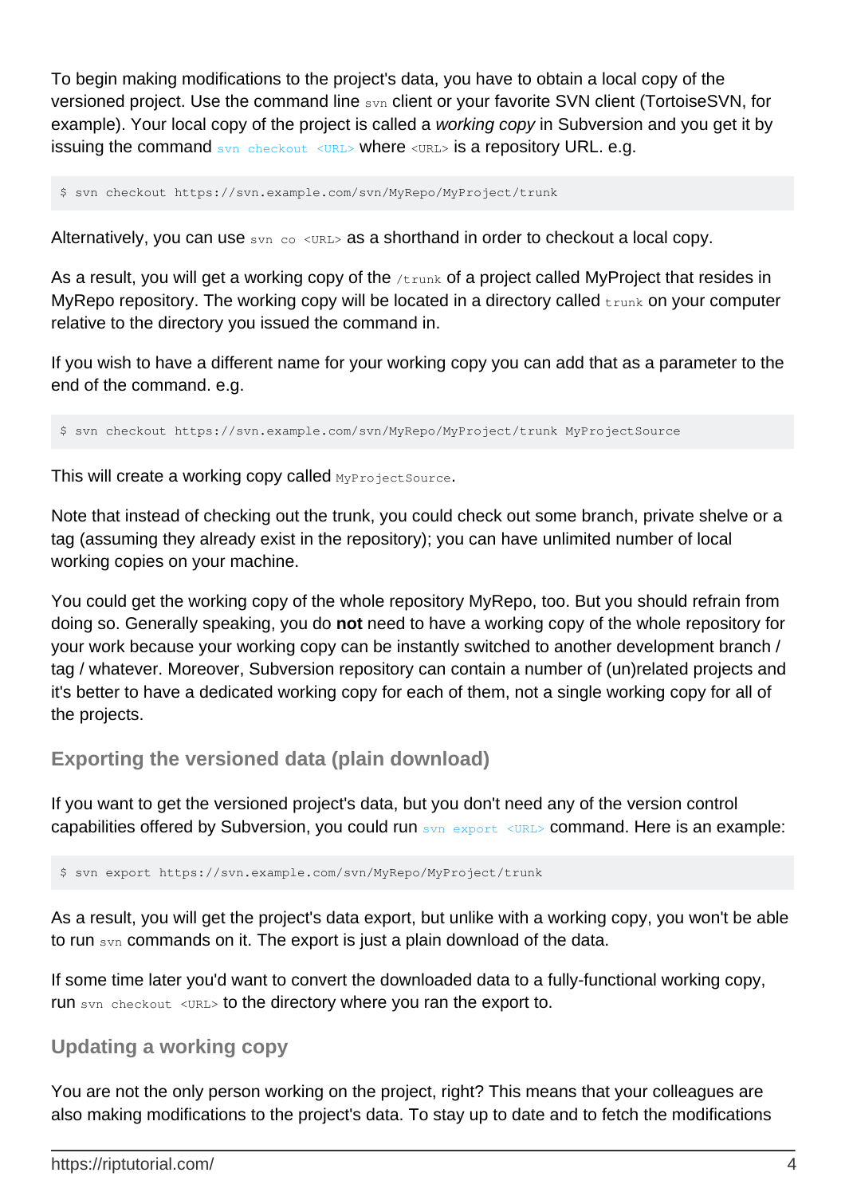To begin making modifications to the project's data, you have to obtain a local copy of the versioned project. Use the command line `svn` client or your favorite SVN client (TortoiseSVN, for example). Your local copy of the project is called a *working copy* in Subversion and you get it by issuing the command `svn checkout <URL>` where `<URL>` is a repository URL. e.g.

```
$ svn checkout https://svn.example.com/svn/MyRepo/MyProject/trunk
```

Alternatively, you can use `svn co <URL>` as a shorthand in order to checkout a local copy.

As a result, you will get a working copy of the `/trunk` of a project called MyProject that resides in MyRepo repository. The working copy will be located in a directory called `trunk` on your computer relative to the directory you issued the command in.

If you wish to have a different name for your working copy you can add that as a parameter to the end of the command. e.g.

```
$ svn checkout https://svn.example.com/svn/MyRepo/MyProject/trunk MyProjectSource
```

This will create a working copy called `MyProjectSource`.

Note that instead of checking out the trunk, you could check out some branch, private shelve or a tag (assuming they already exist in the repository); you can have unlimited number of local working copies on your machine.

You could get the working copy of the whole repository MyRepo, too. But you should refrain from doing so. Generally speaking, you do **not** need to have a working copy of the whole repository for your work because your working copy can be instantly switched to another development branch / tag / whatever. Moreover, Subversion repository can contain a number of (un)related projects and it's better to have a dedicated working copy for each of them, not a single working copy for all of the projects.

### Exporting the versioned data (plain download)

If you want to get the versioned project's data, but you don't need any of the version control capabilities offered by Subversion, you could run `svn export <URL>` command. Here is an example:

```
$ svn export https://svn.example.com/svn/MyRepo/MyProject/trunk
```

As a result, you will get the project's data export, but unlike with a working copy, you won't be able to run `svn` commands on it. The export is just a plain download of the data.

If some time later you'd want to convert the downloaded data to a fully-functional working copy, run `svn checkout <URL>` to the directory where you ran the export to.

### Updating a working copy

You are not the only person working on the project, right? This means that your colleagues are also making modifications to the project's data. To stay up to date and to fetch the modifications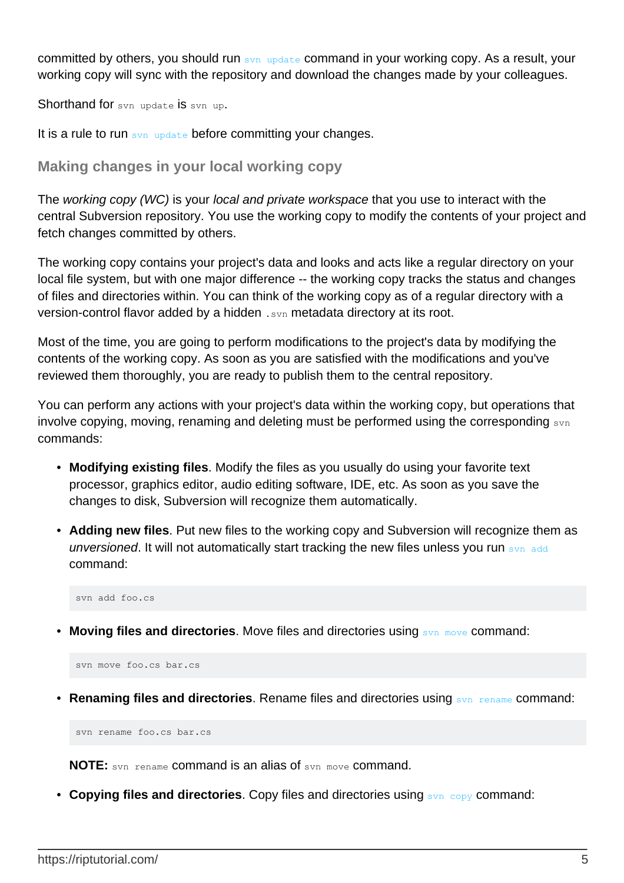committed by others, you should run `svn update` command in your working copy. As a result, your working copy will sync with the repository and download the changes made by your colleagues.

Shorthand for `svn update` is `svn up`.

It is a rule to run `svn update` before committing your changes.

### Making changes in your local working copy

The *working copy (WC)* is your *local and private workspace* that you use to interact with the central Subversion repository. You use the working copy to modify the contents of your project and fetch changes committed by others.

The working copy contains your project's data and looks and acts like a regular directory on your local file system, but with one major difference -- the working copy tracks the status and changes of files and directories within. You can think of the working copy as of a regular directory with a version-control flavor added by a hidden `.svn` metadata directory at its root.

Most of the time, you are going to perform modifications to the project's data by modifying the contents of the working copy. As soon as you are satisfied with the modifications and you've reviewed them thoroughly, you are ready to publish them to the central repository.

You can perform any actions with your project's data within the working copy, but operations that involve copying, moving, renaming and deleting must be performed using the corresponding `svn` commands:

- **Modifying existing files**. Modify the files as you usually do using your favorite text processor, graphics editor, audio editing software, IDE, etc. As soon as you save the changes to disk, Subversion will recognize them automatically.

- **Adding new files**. Put new files to the working copy and Subversion will recognize them as *unversioned*. It will not automatically start tracking the new files unless you run `svn add` command:

  ```
  svn add foo.cs
  ```

- **Moving files and directories**. Move files and directories using `svn move` command:

  ```
  svn move foo.cs bar.cs
  ```

- **Renaming files and directories**. Rename files and directories using `svn rename` command:

  ```
  svn rename foo.cs bar.cs
  ```

  **NOTE:** `svn rename` command is an alias of `svn move` command.

- **Copying files and directories**. Copy files and directories using `svn copy` command: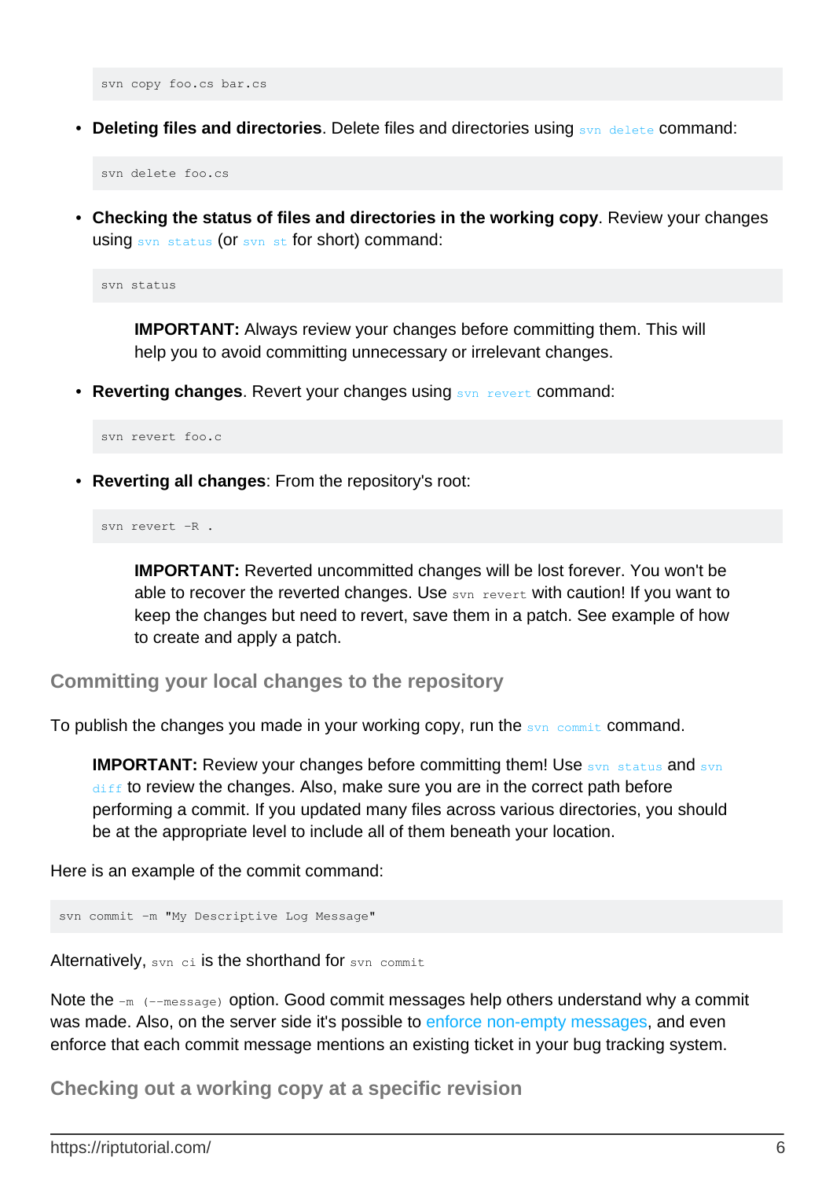```
svn copy foo.cs bar.cs
```

- **Deleting files and directories**. Delete files and directories using `svn delete` command:

```
svn delete foo.cs
```

- **Checking the status of files and directories in the working copy**. Review your changes using `svn status` (or `svn st` for short) command:

```
svn status
```

> **IMPORTANT:** Always review your changes before committing them. This will help you to avoid committing unnecessary or irrelevant changes.

- **Reverting changes**. Revert your changes using `svn revert` command:

```
svn revert foo.c
```

- **Reverting all changes**: From the repository's root:

```
svn revert -R .
```

> **IMPORTANT:** Reverted uncommitted changes will be lost forever. You won't be able to recover the reverted changes. Use `svn revert` with caution! If you want to keep the changes but need to revert, save them in a patch. See example of how to create and apply a patch.

## Committing your local changes to the repository

To publish the changes you made in your working copy, run the `svn commit` command.

> **IMPORTANT:** Review your changes before committing them! Use `svn status` and `svn diff` to review the changes. Also, make sure you are in the correct path before performing a commit. If you updated many files across various directories, you should be at the appropriate level to include all of them beneath your location.

Here is an example of the commit command:

```
svn commit -m "My Descriptive Log Message"
```

Alternatively, `svn ci` is the shorthand for `svn commit`

Note the `-m (--message)` option. Good commit messages help others understand why a commit was made. Also, on the server side it's possible to enforce non-empty messages, and even enforce that each commit message mentions an existing ticket in your bug tracking system.

## Checking out a working copy at a specific revision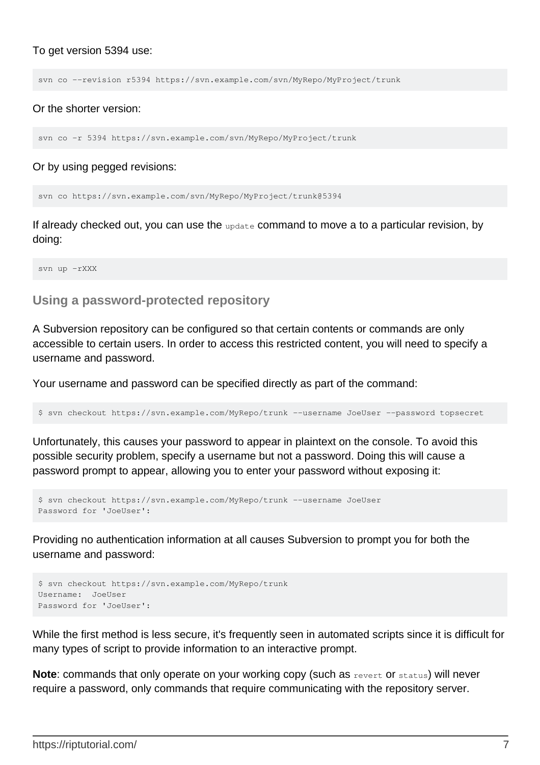To get version 5394 use:

```
svn co --revision r5394 https://svn.example.com/svn/MyRepo/MyProject/trunk
```

Or the shorter version:

```
svn co -r 5394 https://svn.example.com/svn/MyRepo/MyProject/trunk
```

Or by using pegged revisions:

```
svn co https://svn.example.com/svn/MyRepo/MyProject/trunk@5394
```

If already checked out, you can use the `update` command to move a to a particular revision, by doing:

```
svn up -rXXX
```

### Using a password-protected repository

A Subversion repository can be configured so that certain contents or commands are only accessible to certain users. In order to access this restricted content, you will need to specify a username and password.

Your username and password can be specified directly as part of the command:

```
$ svn checkout https://svn.example.com/MyRepo/trunk --username JoeUser --password topsecret
```

Unfortunately, this causes your password to appear in plaintext on the console. To avoid this possible security problem, specify a username but not a password. Doing this will cause a password prompt to appear, allowing you to enter your password without exposing it:

```
$ svn checkout https://svn.example.com/MyRepo/trunk --username JoeUser
Password for 'JoeUser':
```

Providing no authentication information at all causes Subversion to prompt you for both the username and password:

```
$ svn checkout https://svn.example.com/MyRepo/trunk
Username:  JoeUser
Password for 'JoeUser':
```

While the first method is less secure, it's frequently seen in automated scripts since it is difficult for many types of script to provide information to an interactive prompt.

**Note**: commands that only operate on your working copy (such as `revert` or `status`) will never require a password, only commands that require communicating with the repository server.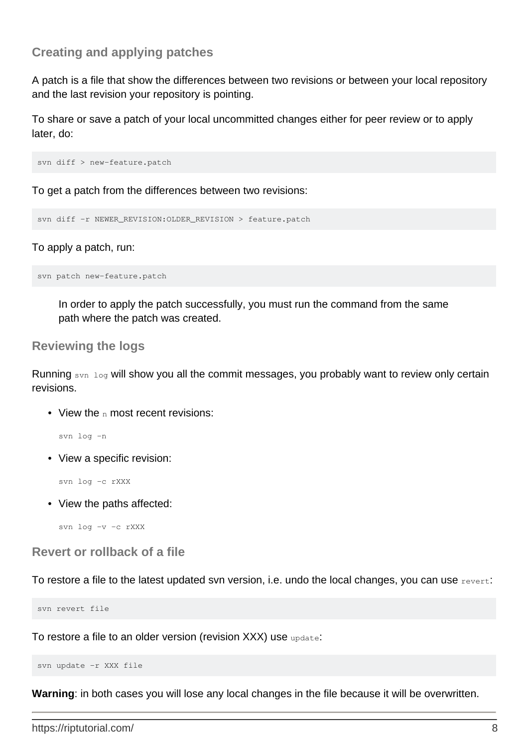### Creating and applying patches

A patch is a file that show the differences between two revisions or between your local repository and the last revision your repository is pointing.

To share or save a patch of your local uncommitted changes either for peer review or to apply later, do:

```
svn diff > new-feature.patch
```

To get a patch from the differences between two revisions:

```
svn diff -r NEWER_REVISION:OLDER_REVISION > feature.patch
```

To apply a patch, run:

```
svn patch new-feature.patch
```

> In order to apply the patch successfully, you must run the command from the same path where the patch was created.

### Reviewing the logs

Running `svn log` will show you all the commit messages, you probably want to review only certain revisions.

- View the `n` most recent revisions:

  ```
  svn log -n
  ```

- View a specific revision:

  ```
  svn log -c rXXX
  ```

- View the paths affected:

  ```
  svn log -v -c rXXX
  ```

### Revert or rollback of a file

To restore a file to the latest updated svn version, i.e. undo the local changes, you can use `revert`:

```
svn revert file
```

To restore a file to an older version (revision XXX) use `update`:

```
svn update -r XXX file
```

**Warning**: in both cases you will lose any local changes in the file because it will be overwritten.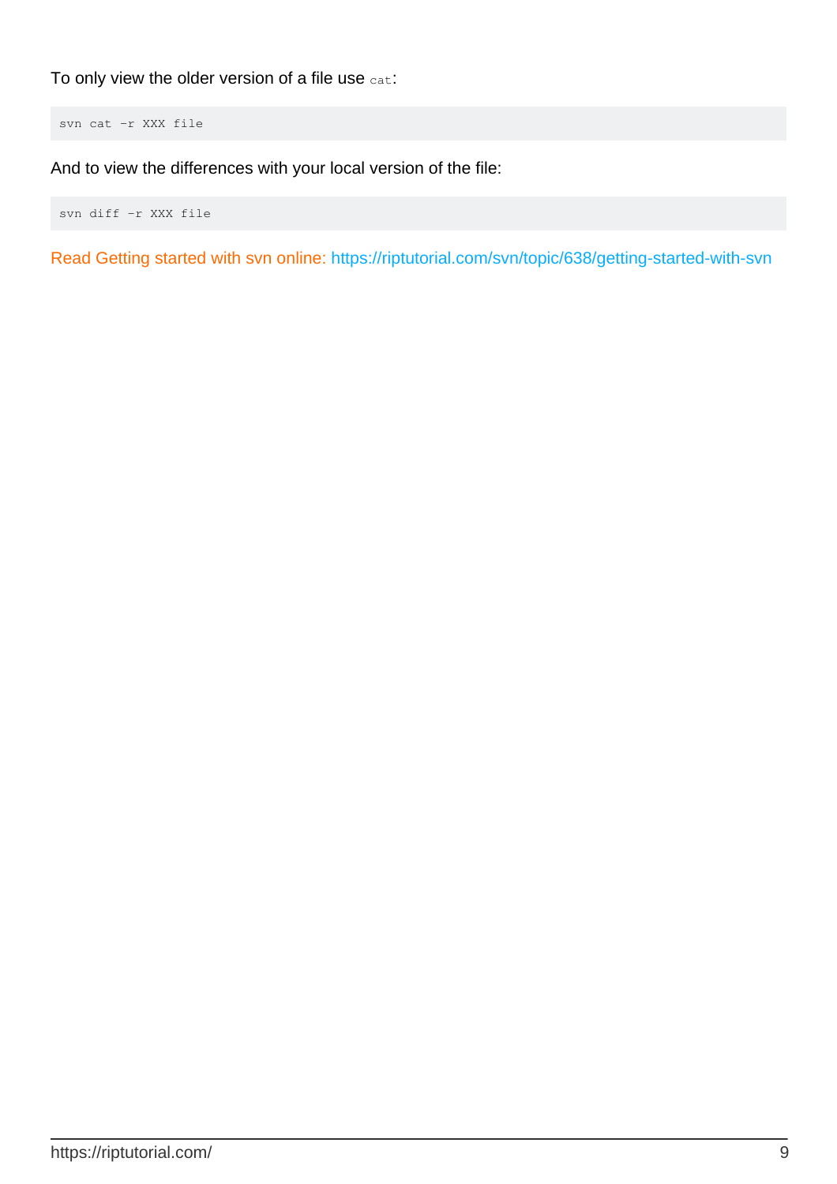To only view the older version of a file use `cat`:

```
svn cat -r XXX file
```

And to view the differences with your local version of the file:

```
svn diff -r XXX file
```

Read Getting started with svn online: https://riptutorial.com/svn/topic/638/getting-started-with-svn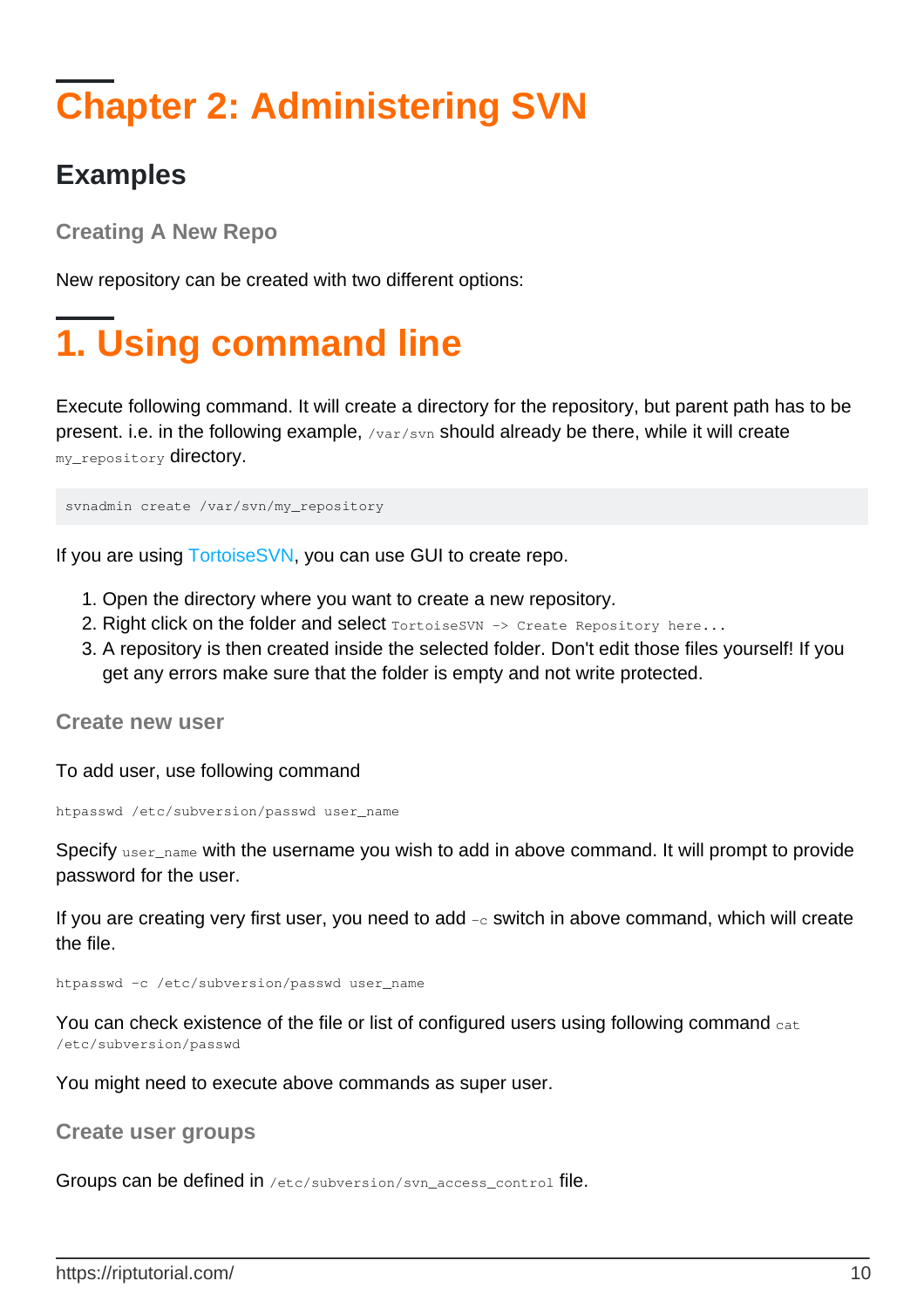# Chapter 2: Administering SVN

## Examples

### Creating A New Repo

New repository can be created with two different options:

# 1. Using command line

Execute following command. It will create a directory for the repository, but parent path has to be present. i.e. in the following example, `/var/svn` should already be there, while it will create `my_repository` directory.

```
svnadmin create /var/svn/my_repository
```

If you are using TortoiseSVN, you can use GUI to create repo.

1. Open the directory where you want to create a new repository.
2. Right click on the folder and select `TortoiseSVN -> Create Repository here...`
3. A repository is then created inside the selected folder. Don't edit those files yourself! If you get any errors make sure that the folder is empty and not write protected.

### Create new user

To add user, use following command

```
htpasswd /etc/subversion/passwd user_name
```

Specify `user_name` with the username you wish to add in above command. It will prompt to provide password for the user.

If you are creating very first user, you need to add `-c` switch in above command, which will create the file.

```
htpasswd -c /etc/subversion/passwd user_name
```

You can check existence of the file or list of configured users using following command `cat /etc/subversion/passwd`

You might need to execute above commands as super user.

### Create user groups

Groups can be defined in `/etc/subversion/svn_access_control` file.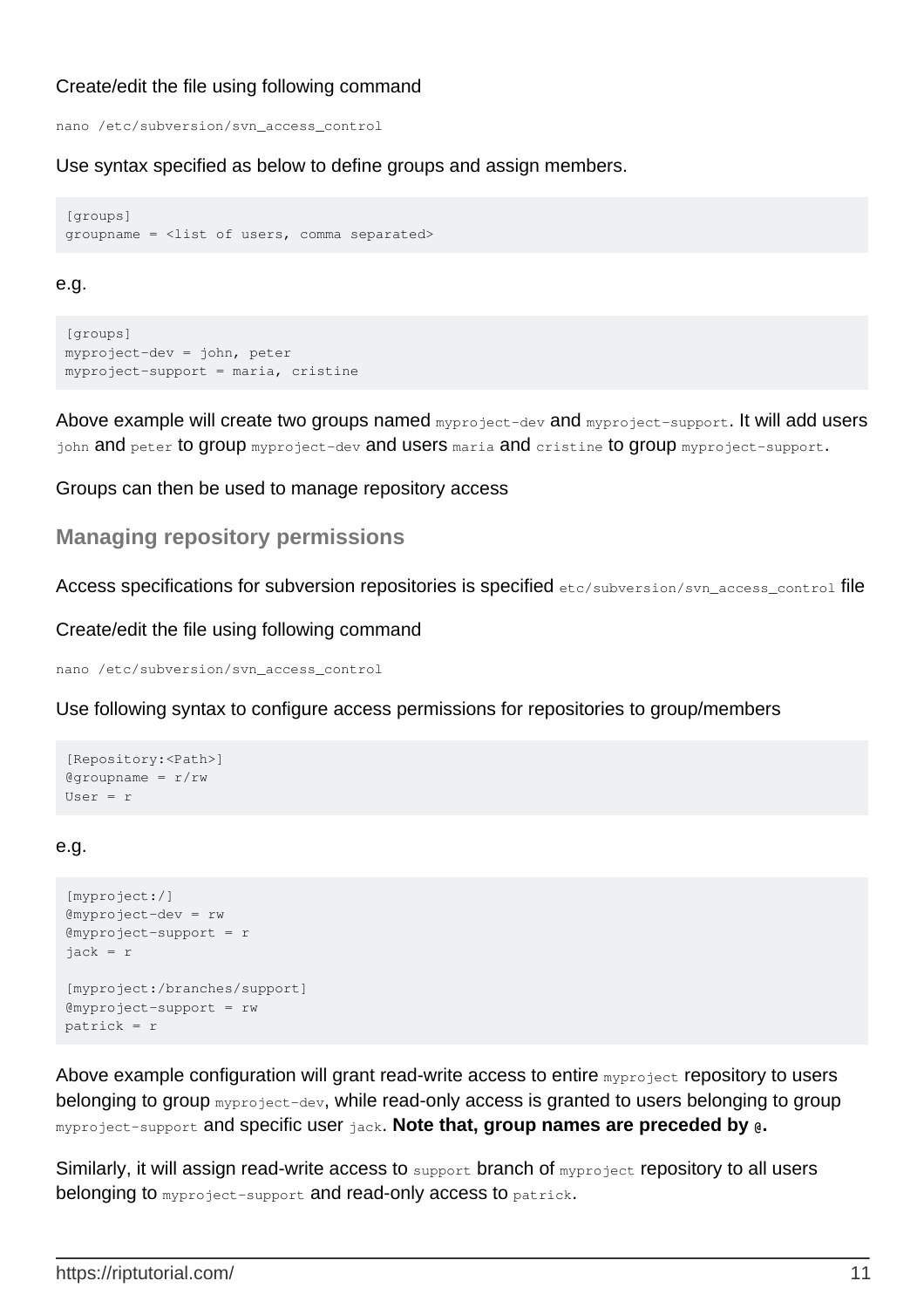Create/edit the file using following command

```
nano /etc/subversion/svn_access_control
```

Use syntax specified as below to define groups and assign members.

```
[groups]
groupname = <list of users, comma separated>
```

e.g.

```
[groups]
myproject-dev = john, peter
myproject-support = maria, cristine
```

Above example will create two groups named `myproject-dev` and `myproject-support`. It will add users `john` and `peter` to group `myproject-dev` and users `maria` and `cristine` to group `myproject-support`.

Groups can then be used to manage repository access

### Managing repository permissions

Access specifications for subversion repositories is specified `etc/subversion/svn_access_control` file

Create/edit the file using following command

```
nano /etc/subversion/svn_access_control
```

Use following syntax to configure access permissions for repositories to group/members

```
[Repository:<Path>]
@groupname = r/rw
User = r
```

e.g.

```
[myproject:/]
@myproject-dev = rw
@myproject-support = r
jack = r

[myproject:/branches/support]
@myproject-support = rw
patrick = r
```

Above example configuration will grant read-write access to entire `myproject` repository to users belonging to group `myproject-dev`, while read-only access is granted to users belonging to group `myproject-support` and specific user `jack`. **Note that, group names are preceded by `@`.**

Similarly, it will assign read-write access to `support` branch of `myproject` repository to all users belonging to `myproject-support` and read-only access to `patrick`.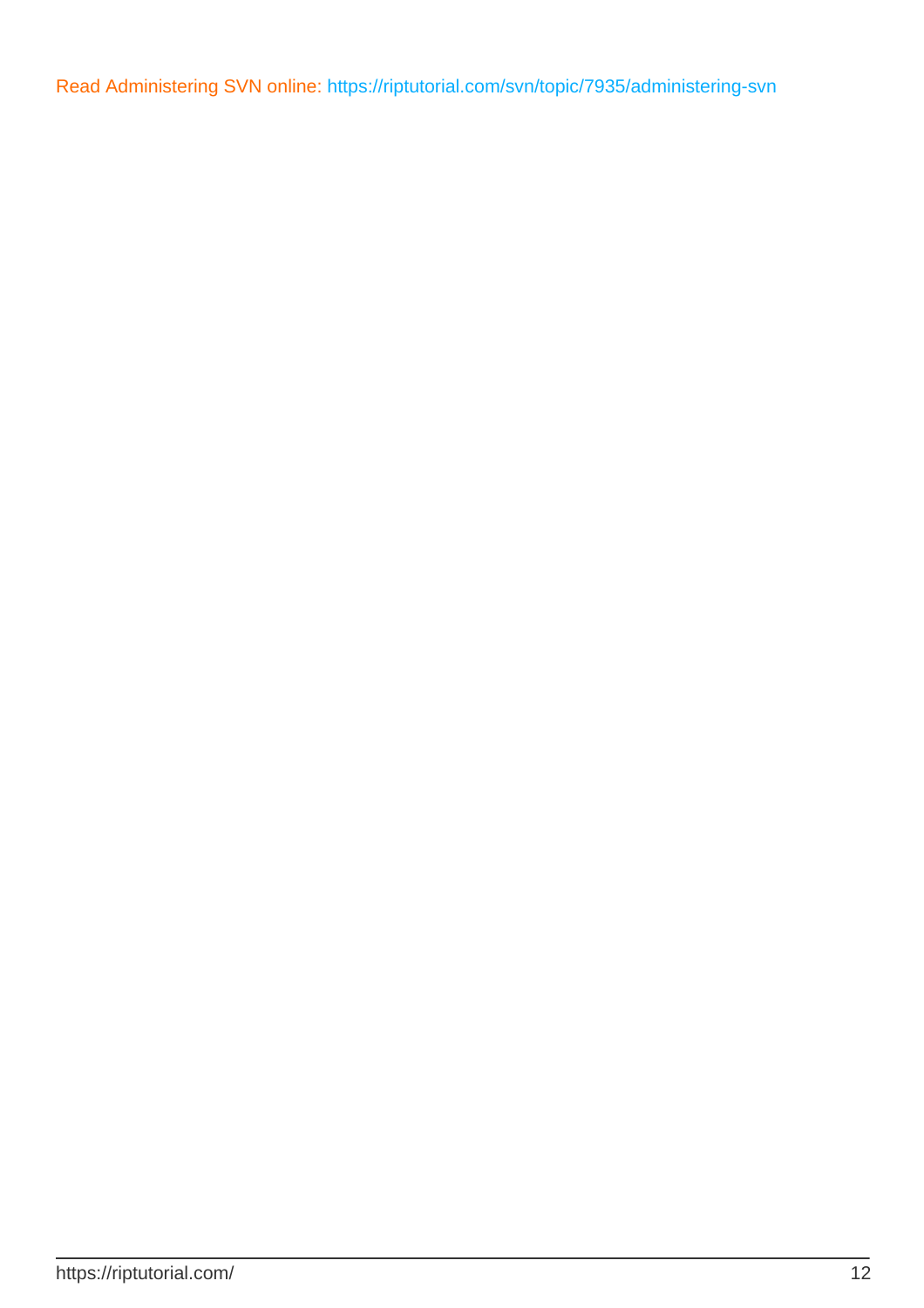Read Administering SVN online: https://riptutorial.com/svn/topic/7935/administering-svn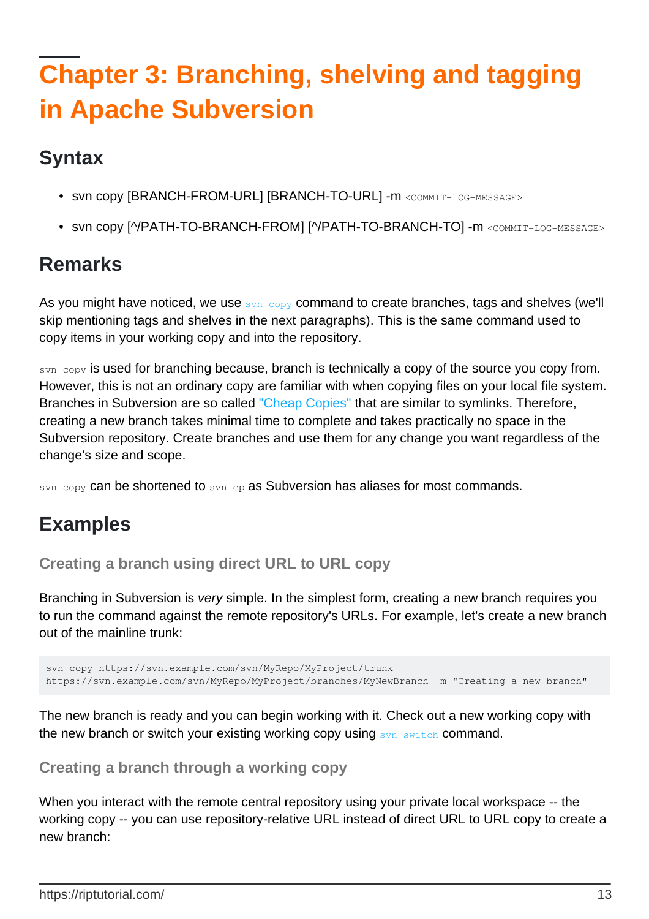# Chapter 3: Branching, shelving and tagging in Apache Subversion

## Syntax

- svn copy [BRANCH-FROM-URL] [BRANCH-TO-URL] -m `<COMMIT-LOG-MESSAGE>`
- svn copy [^/PATH-TO-BRANCH-FROM] [^/PATH-TO-BRANCH-TO] -m `<COMMIT-LOG-MESSAGE>`

## Remarks

As you might have noticed, we use `svn copy` command to create branches, tags and shelves (we'll skip mentioning tags and shelves in the next paragraphs). This is the same command used to copy items in your working copy and into the repository.

`svn copy` is used for branching because, branch is technically a copy of the source you copy from. However, this is not an ordinary copy are familiar with when copying files on your local file system. Branches in Subversion are so called "Cheap Copies" that are similar to symlinks. Therefore, creating a new branch takes minimal time to complete and takes practically no space in the Subversion repository. Create branches and use them for any change you want regardless of the change's size and scope.

`svn copy` can be shortened to `svn cp` as Subversion has aliases for most commands.

## Examples

### Creating a branch using direct URL to URL copy

Branching in Subversion is *very* simple. In the simplest form, creating a new branch requires you to run the command against the remote repository's URLs. For example, let's create a new branch out of the mainline trunk:

```
svn copy https://svn.example.com/svn/MyRepo/MyProject/trunk
https://svn.example.com/svn/MyRepo/MyProject/branches/MyNewBranch -m "Creating a new branch"
```

The new branch is ready and you can begin working with it. Check out a new working copy with the new branch or switch your existing working copy using `svn switch` command.

### Creating a branch through a working copy

When you interact with the remote central repository using your private local workspace -- the working copy -- you can use repository-relative URL instead of direct URL to URL copy to create a new branch: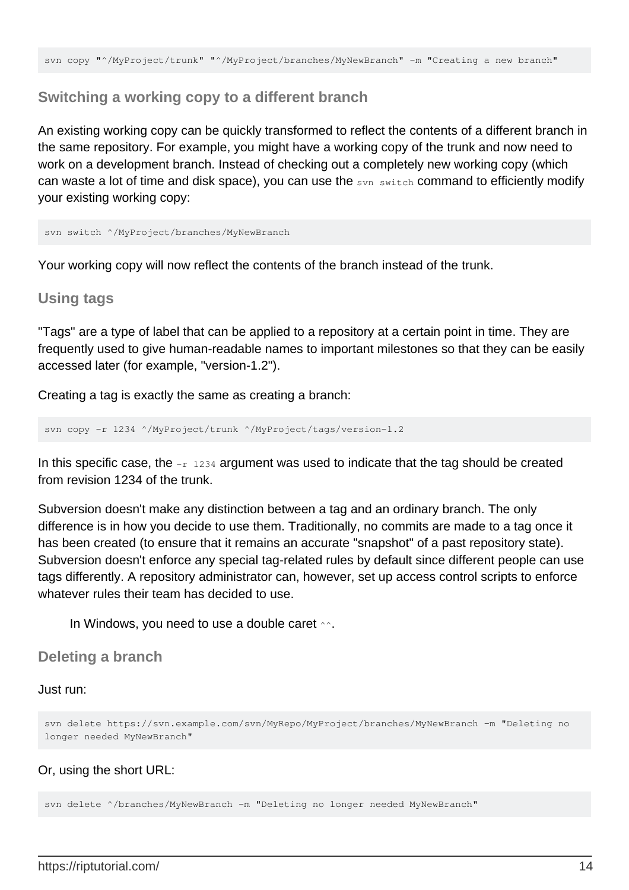```
svn copy "^/MyProject/trunk" "^/MyProject/branches/MyNewBranch" -m "Creating a new branch"
```

### Switching a working copy to a different branch

An existing working copy can be quickly transformed to reflect the contents of a different branch in the same repository. For example, you might have a working copy of the trunk and now need to work on a development branch. Instead of checking out a completely new working copy (which can waste a lot of time and disk space), you can use the `svn switch` command to efficiently modify your existing working copy:

```
svn switch ^/MyProject/branches/MyNewBranch
```

Your working copy will now reflect the contents of the branch instead of the trunk.

### Using tags

"Tags" are a type of label that can be applied to a repository at a certain point in time. They are frequently used to give human-readable names to important milestones so that they can be easily accessed later (for example, "version-1.2").

Creating a tag is exactly the same as creating a branch:

```
svn copy -r 1234 ^/MyProject/trunk ^/MyProject/tags/version-1.2
```

In this specific case, the `-r 1234` argument was used to indicate that the tag should be created from revision 1234 of the trunk.

Subversion doesn't make any distinction between a tag and an ordinary branch. The only difference is in how you decide to use them. Traditionally, no commits are made to a tag once it has been created (to ensure that it remains an accurate "snapshot" of a past repository state). Subversion doesn't enforce any special tag-related rules by default since different people can use tags differently. A repository administrator can, however, set up access control scripts to enforce whatever rules their team has decided to use.

> In Windows, you need to use a double caret `^^`.

### Deleting a branch

Just run:

```
svn delete https://svn.example.com/svn/MyRepo/MyProject/branches/MyNewBranch -m "Deleting no longer needed MyNewBranch"
```

Or, using the short URL:

```
svn delete ^/branches/MyNewBranch -m "Deleting no longer needed MyNewBranch"
```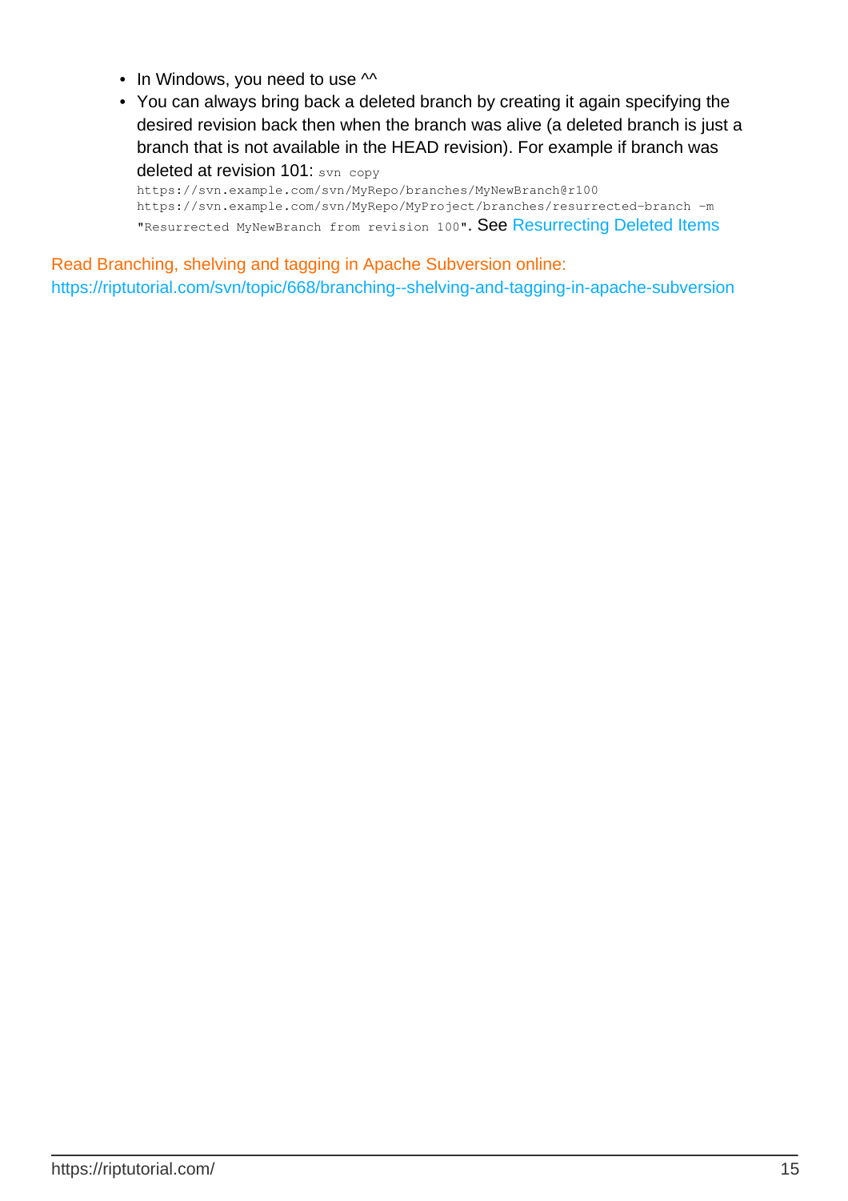- In Windows, you need to use ^^
- You can always bring back a deleted branch by creating it again specifying the desired revision back then when the branch was alive (a deleted branch is just a branch that is not available in the HEAD revision). For example if branch was deleted at revision 101: `svn copy https://svn.example.com/svn/MyRepo/branches/MyNewBranch@r100 https://svn.example.com/svn/MyRepo/MyProject/branches/resurrected-branch -m "Resurrected MyNewBranch from revision 100"`. See Resurrecting Deleted Items

Read Branching, shelving and tagging in Apache Subversion online: https://riptutorial.com/svn/topic/668/branching--shelving-and-tagging-in-apache-subversion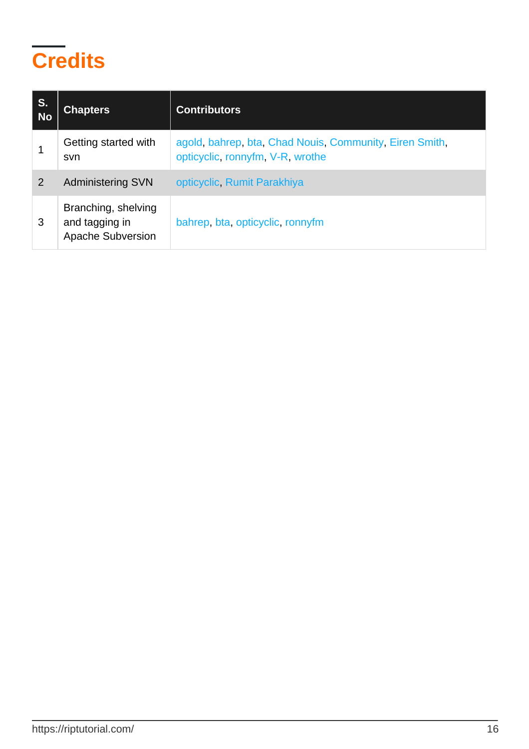# Credits

| S. No | Chapters | Contributors |
| --- | --- | --- |
| 1 | Getting started with svn | agold, bahrep, bta, Chad Nouis, Community, Eiren Smith, opticyclic, ronnyfm, V-R, wrothe |
| 2 | Administering SVN | opticyclic, Rumit Parakhiya |
| 3 | Branching, shelving and tagging in Apache Subversion | bahrep, bta, opticyclic, ronnyfm |